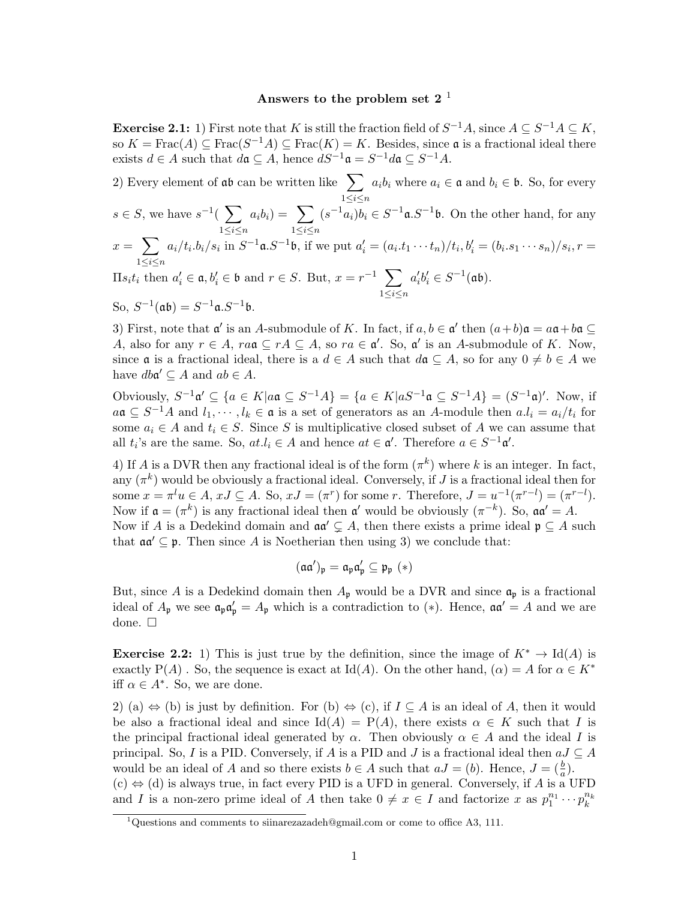**Answers to the problem set 2** [1]

**Exercise 2.1:** 1) First note that $K$ is still the fraction field of $S^{-1}A$, since $A \subseteq S^{-1}A \subseteq K$, so $K = \mathrm{Frac}(A) \subseteq \mathrm{Frac}(S^{-1}A) \subseteq \mathrm{Frac}(K) = K$. Besides, since $\mathfrak{a}$ is a fractional ideal there exists $d \in A$ such that $d\mathfrak{a} \subseteq A$, hence $dS^{-1}\mathfrak{a} = S^{-1}d\mathfrak{a} \subseteq S^{-1}A$.

2) Every element of $\mathfrak{ab}$ can be written like $\sum_{1 \le i \le n} a_i b_i$ where $a_i \in \mathfrak{a}$ and $b_i \in \mathfrak{b}$. So, for every $s \in S$, we have $s^{-1}(\sum_{1 \le i \le n} a_i b_i) = \sum_{1 \le i \le n} (s^{-1}a_i)b_i \in S^{-1}\mathfrak{a}.S^{-1}\mathfrak{b}$. On the other hand, for any $x = \sum_{1 \le i \le n} a_i/t_i.b_i/s_i$ in $S^{-1}\mathfrak{a}.S^{-1}\mathfrak{b}$, if we put $a_i' = (a_i.t_1 \cdots t_n)/t_i, b_i' = (b_i.s_1 \cdots s_n)/s_i, r = \Pi s_i t_i$ then $a_i' \in \mathfrak{a}, b_i' \in \mathfrak{b}$ and $r \in S$. But, $x = r^{-1} \sum_{1 \le i \le n} a_i' b_i' \in S^{-1}(\mathfrak{ab})$.

So, $S^{-1}(\mathfrak{ab}) = S^{-1}\mathfrak{a}.S^{-1}\mathfrak{b}$.

3) First, note that $\mathfrak{a}'$ is an $A$-submodule of $K$. In fact, if $a, b \in \mathfrak{a}'$ then $(a+b)\mathfrak{a} = a\mathfrak{a} + b\mathfrak{a} \subseteq A$, also for any $r \in A$, $ra\mathfrak{a} \subseteq rA \subseteq A$, so $ra \in \mathfrak{a}'$. So, $\mathfrak{a}'$ is an $A$-submodule of $K$. Now, since $\mathfrak{a}$ is a fractional ideal, there is a $d \in A$ such that $d\mathfrak{a} \subseteq A$, so for any $0 \neq b \in A$ we have $db\mathfrak{a}' \subseteq A$ and $ab \in A$.

Obviously, $S^{-1}\mathfrak{a}' \subseteq \{a \in K | a\mathfrak{a} \subseteq S^{-1}A\} = \{a \in K | aS^{-1}\mathfrak{a} \subseteq S^{-1}A\} = (S^{-1}\mathfrak{a})'$. Now, if $a\mathfrak{a} \subseteq S^{-1}A$ and $l_1, \cdots, l_k \in \mathfrak{a}$ is a set of generators as an $A$-module then $a.l_i = a_i/t_i$ for some $a_i \in A$ and $t_i \in S$. Since $S$ is multiplicative closed subset of $A$ we can assume that all $t_i$'s are the same. So, $at.l_i \in A$ and hence $at \in \mathfrak{a}'$. Therefore $a \in S^{-1}\mathfrak{a}'$.

4) If $A$ is a DVR then any fractional ideal is of the form $(\pi^k)$ where $k$ is an integer. In fact, any $(\pi^k)$ would be obviously a fractional ideal. Conversely, if $J$ is a fractional ideal then for some $x = \pi^l u \in A$, $xJ \subseteq A$. So, $xJ = (\pi^r)$ for some $r$. Therefore, $J = u^{-1}(\pi^{r-l}) = (\pi^{r-l})$. Now if $\mathfrak{a} = (\pi^k)$ is any fractional ideal then $\mathfrak{a}'$ would be obviously $(\pi^{-k})$. So, $\mathfrak{aa}' = A$. Now if $A$ is a Dedekind domain and $\mathfrak{aa}' \subsetneq A$, then there exists a prime ideal $\mathfrak{p} \subseteq A$ such that $\mathfrak{aa}' \subseteq \mathfrak{p}$. Then since $A$ is Noetherian then using 3) we conclude that:

$$(\mathfrak{aa}')_{\mathfrak{p}} = \mathfrak{a}_{\mathfrak{p}}\mathfrak{a}'_{\mathfrak{p}} \subseteq \mathfrak{p}_{\mathfrak{p}} \ (*)$$

But, since $A$ is a Dedekind domain then $A_{\mathfrak{p}}$ would be a DVR and since $\mathfrak{a}_{\mathfrak{p}}$ is a fractional ideal of $A_{\mathfrak{p}}$ we see $\mathfrak{a}_{\mathfrak{p}}\mathfrak{a}'_{\mathfrak{p}} = A_{\mathfrak{p}}$ which is a contradiction to $(*)$. Hence, $\mathfrak{aa}' = A$ and we are done. □

**Exercise 2.2:** 1) This is just true by the definition, since the image of $K^* \to \mathrm{Id}(A)$ is exactly $\mathrm{P}(A)$ . So, the sequence is exact at $\mathrm{Id}(A)$. On the other hand, $(\alpha) = A$ for $\alpha \in K^*$ iff $\alpha \in A^*$. So, we are done.

2) (a) ⇔ (b) is just by definition. For (b) ⇔ (c), if $I \subseteq A$ is an ideal of $A$, then it would be also a fractional ideal and since $\mathrm{Id}(A) = \mathrm{P}(A)$, there exists $\alpha \in K$ such that $I$ is the principal fractional ideal generated by $\alpha$. Then obviously $\alpha \in A$ and the ideal $I$ is principal. So, $I$ is a PID. Conversely, if $A$ is a PID and $J$ is a fractional ideal then $aJ \subseteq A$ would be an ideal of $A$ and so there exists $b \in A$ such that $aJ = (b)$. Hence, $J = (\frac{b}{a})$.
(c) ⇔ (d) is always true, in fact every PID is a UFD in general. Conversely, if $A$ is a UFD and $I$ is a non-zero prime ideal of $A$ then take $0 \neq x \in I$ and factorize $x$ as $p_1^{n_1} \cdots p_k^{n_k}$

[1] Questions and comments to siinarezazadeh@gmail.com or come to office A3, 111.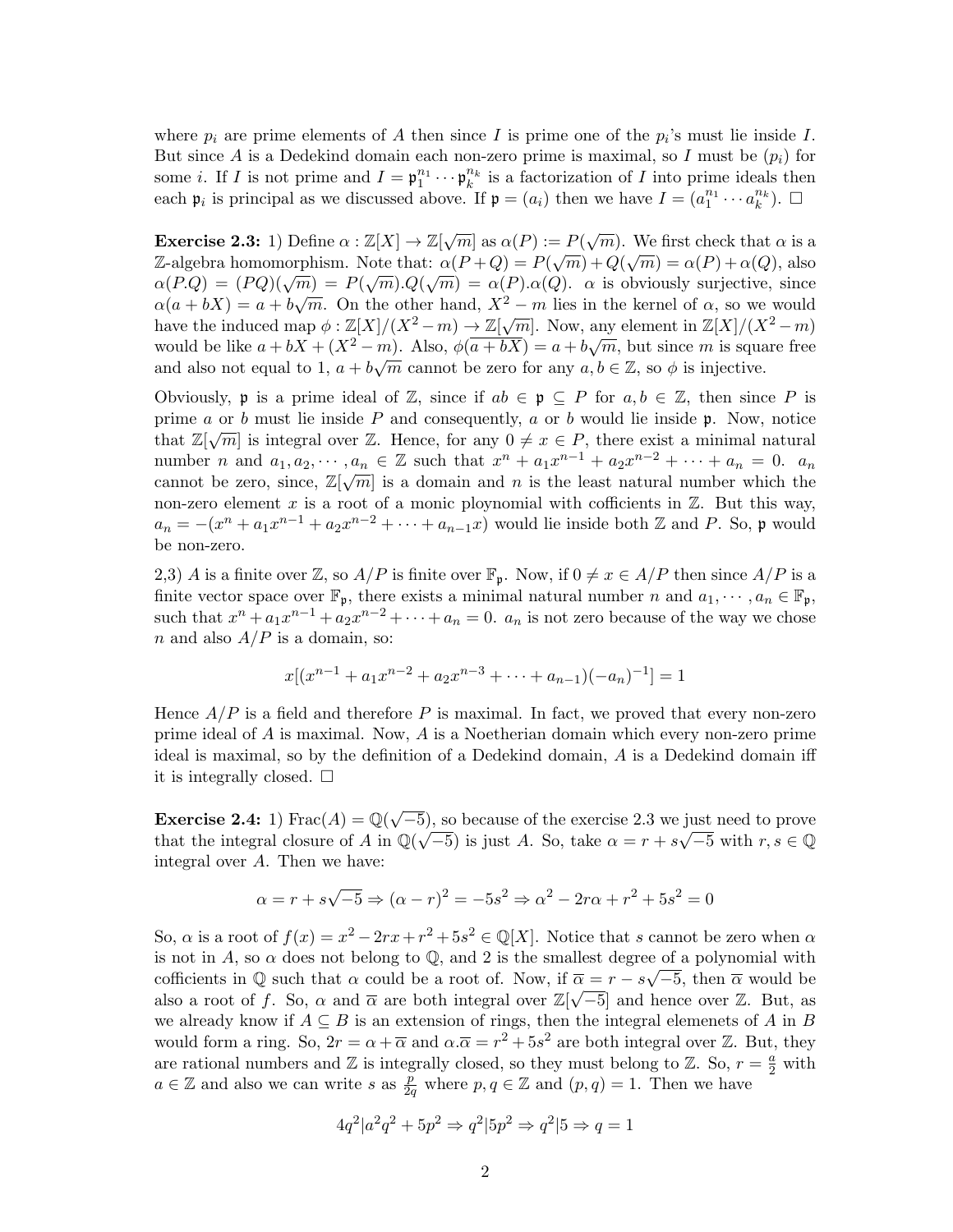where $p_i$ are prime elements of $A$ then since $I$ is prime one of the $p_i$'s must lie inside $I$. But since $A$ is a Dedekind domain each non-zero prime is maximal, so $I$ must be $(p_i)$ for some $i$. If $I$ is not prime and $I = \mathfrak{p}_1^{n_1} \cdots \mathfrak{p}_k^{n_k}$ is a factorization of $I$ into prime ideals then each $\mathfrak{p}_i$ is principal as we discussed above. If $\mathfrak{p} = (a_i)$ then we have $I = (a_1^{n_1} \cdots a_k^{n_k})$. $\square$

**Exercise 2.3:** 1) Define $\alpha : \mathbb{Z}[X] \to \mathbb{Z}[\sqrt{m}]$ as $\alpha(P) := P(\sqrt{m})$. We first check that $\alpha$ is a $\mathbb{Z}$-algebra homomorphism. Note that: $\alpha(P+Q) = P(\sqrt{m}) + Q(\sqrt{m}) = \alpha(P) + \alpha(Q)$, also $\alpha(P.Q) = (PQ)(\sqrt{m}) = P(\sqrt{m}).Q(\sqrt{m}) = \alpha(P).\alpha(Q)$. $\alpha$ is obviously surjective, since $\alpha(a + bX) = a + b\sqrt{m}$. On the other hand, $X^2 - m$ lies in the kernel of $\alpha$, so we would have the induced map $\phi : \mathbb{Z}[X]/(X^2 - m) \to \mathbb{Z}[\sqrt{m}]$. Now, any element in $\mathbb{Z}[X]/(X^2 - m)$ would be like $a + bX + (X^2 - m)$. Also, $\phi(\overline{a + bX}) = a + b\sqrt{m}$, but since $m$ is square free and also not equal to 1, $a + b\sqrt{m}$ cannot be zero for any $a, b \in \mathbb{Z}$, so $\phi$ is injective.

Obviously, $\mathfrak{p}$ is a prime ideal of $\mathbb{Z}$, since if $ab \in \mathfrak{p} \subseteq P$ for $a, b \in \mathbb{Z}$, then since $P$ is prime $a$ or $b$ must lie inside $P$ and consequently, $a$ or $b$ would lie inside $\mathfrak{p}$. Now, notice that $\mathbb{Z}[\sqrt{m}]$ is integral over $\mathbb{Z}$. Hence, for any $0 \neq x \in P$, there exist a minimal natural number $n$ and $a_1, a_2, \cdots, a_n \in \mathbb{Z}$ such that $x^n + a_1 x^{n-1} + a_2 x^{n-2} + \cdots + a_n = 0$. $a_n$ cannot be zero, since, $\mathbb{Z}[\sqrt{m}]$ is a domain and $n$ is the least natural number which the non-zero element $x$ is a root of a monic ploynomial with cofficients in $\mathbb{Z}$. But this way, $a_n = -(x^n + a_1 x^{n-1} + a_2 x^{n-2} + \cdots + a_{n-1} x)$ would lie inside both $\mathbb{Z}$ and $P$. So, $\mathfrak{p}$ would be non-zero.

2,3) $A$ is a finite over $\mathbb{Z}$, so $A/P$ is finite over $\mathbb{F}_{\mathfrak{p}}$. Now, if $0 \neq x \in A/P$ then since $A/P$ is a finite vector space over $\mathbb{F}_{\mathfrak{p}}$, there exists a minimal natural number $n$ and $a_1, \cdots, a_n \in \mathbb{F}_{\mathfrak{p}}$, such that $x^n + a_1 x^{n-1} + a_2 x^{n-2} + \cdots + a_n = 0$. $a_n$ is not zero because of the way we chose $n$ and also $A/P$ is a domain, so:

$$x[(x^{n-1} + a_1 x^{n-2} + a_2 x^{n-3} + \cdots + a_{n-1})(-a_n)^{-1}] = 1$$

Hence $A/P$ is a field and therefore $P$ is maximal. In fact, we proved that every non-zero prime ideal of $A$ is maximal. Now, $A$ is a Noetherian domain which every non-zero prime ideal is maximal, so by the definition of a Dedekind domain, $A$ is a Dedekind domain iff it is integrally closed. $\square$

**Exercise 2.4:** 1) $\text{Frac}(A) = \mathbb{Q}(\sqrt{-5})$, so because of the exercise 2.3 we just need to prove that the integral closure of $A$ in $\mathbb{Q}(\sqrt{-5})$ is just $A$. So, take $\alpha = r + s\sqrt{-5}$ with $r, s \in \mathbb{Q}$ integral over $A$. Then we have:

$$\alpha = r + s\sqrt{-5} \Rightarrow (\alpha - r)^2 = -5s^2 \Rightarrow \alpha^2 - 2r\alpha + r^2 + 5s^2 = 0$$

So, $\alpha$ is a root of $f(x) = x^2 - 2rx + r^2 + 5s^2 \in \mathbb{Q}[X]$. Notice that $s$ cannot be zero when $\alpha$ is not in $A$, so $\alpha$ does not belong to $\mathbb{Q}$, and 2 is the smallest degree of a polynomial with cofficients in $\mathbb{Q}$ such that $\alpha$ could be a root of. Now, if $\overline{\alpha} = r - s\sqrt{-5}$, then $\overline{\alpha}$ would be also a root of $f$. So, $\alpha$ and $\overline{\alpha}$ are both integral over $\mathbb{Z}[\sqrt{-5}]$ and hence over $\mathbb{Z}$. But, as we already know if $A \subseteq B$ is an extension of rings, then the integral elemenets of $A$ in $B$ would form a ring. So, $2r = \alpha + \overline{\alpha}$ and $\alpha.\overline{\alpha} = r^2 + 5s^2$ are both integral over $\mathbb{Z}$. But, they are rational numbers and $\mathbb{Z}$ is integrally closed, so they must belong to $\mathbb{Z}$. So, $r = \frac{a}{2}$ with $a \in \mathbb{Z}$ and also we can write $s$ as $\frac{p}{2q}$ where $p, q \in \mathbb{Z}$ and $(p, q) = 1$. Then we have

$$4q^2 | a^2 q^2 + 5p^2 \Rightarrow q^2 | 5p^2 \Rightarrow q^2 | 5 \Rightarrow q = 1$$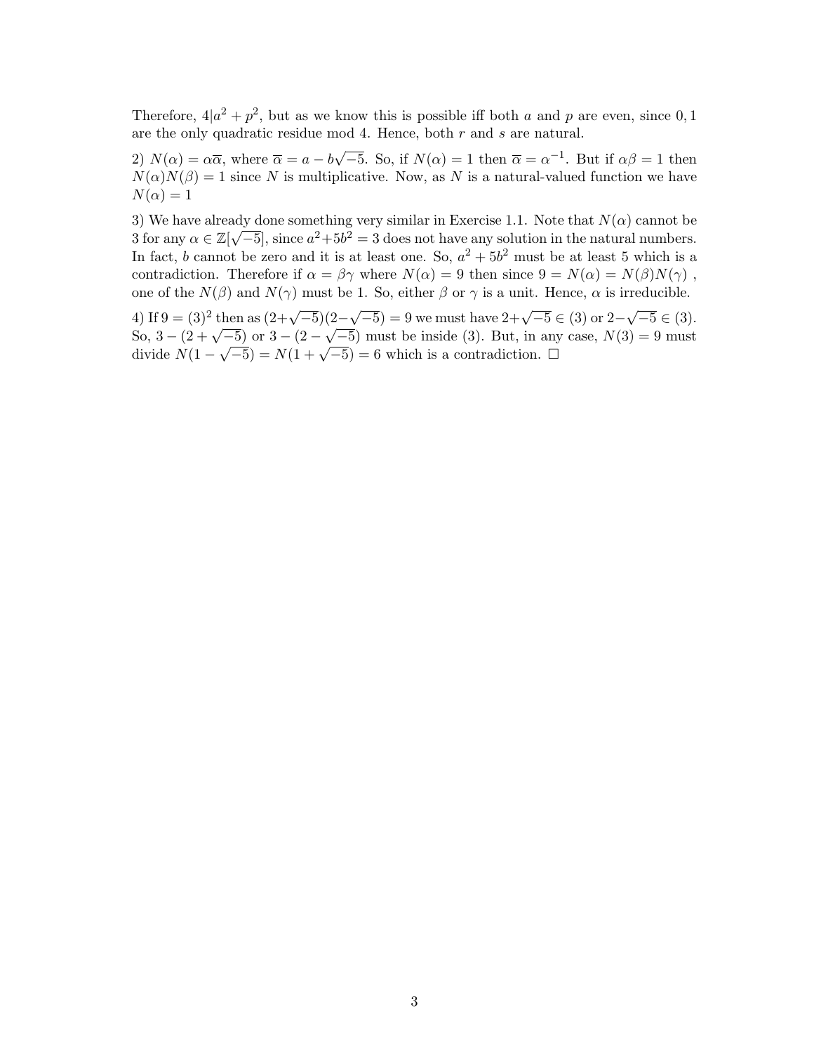Therefore, $4|a^2 + p^2$, but as we know this is possible iff both $a$ and $p$ are even, since $0, 1$ are the only quadratic residue mod 4. Hence, both $r$ and $s$ are natural.

2) $N(\alpha) = \alpha\overline{\alpha}$, where $\overline{\alpha} = a - b\sqrt{-5}$. So, if $N(\alpha) = 1$ then $\overline{\alpha} = \alpha^{-1}$. But if $\alpha\beta = 1$ then $N(\alpha)N(\beta) = 1$ since $N$ is multiplicative. Now, as $N$ is a natural-valued function we have $N(\alpha) = 1$

3) We have already done something very similar in Exercise 1.1. Note that $N(\alpha)$ cannot be 3 for any $\alpha \in \mathbb{Z}[\sqrt{-5}]$, since $a^2+5b^2 = 3$ does not have any solution in the natural numbers. In fact, $b$ cannot be zero and it is at least one. So, $a^2 + 5b^2$ must be at least 5 which is a contradiction. Therefore if $\alpha = \beta\gamma$ where $N(\alpha) = 9$ then since $9 = N(\alpha) = N(\beta)N(\gamma)$, one of the $N(\beta)$ and $N(\gamma)$ must be 1. So, either $\beta$ or $\gamma$ is a unit. Hence, $\alpha$ is irreducible.

4) If $9 = (3)^2$ then as $(2+\sqrt{-5})(2-\sqrt{-5}) = 9$ we must have $2+\sqrt{-5} \in (3)$ or $2-\sqrt{-5} \in (3)$. So, $3 - (2 + \sqrt{-5})$ or $3 - (2 - \sqrt{-5})$ must be inside $(3)$. But, in any case, $N(3) = 9$ must divide $N(1 - \sqrt{-5}) = N(1 + \sqrt{-5}) = 6$ which is a contradiction. □